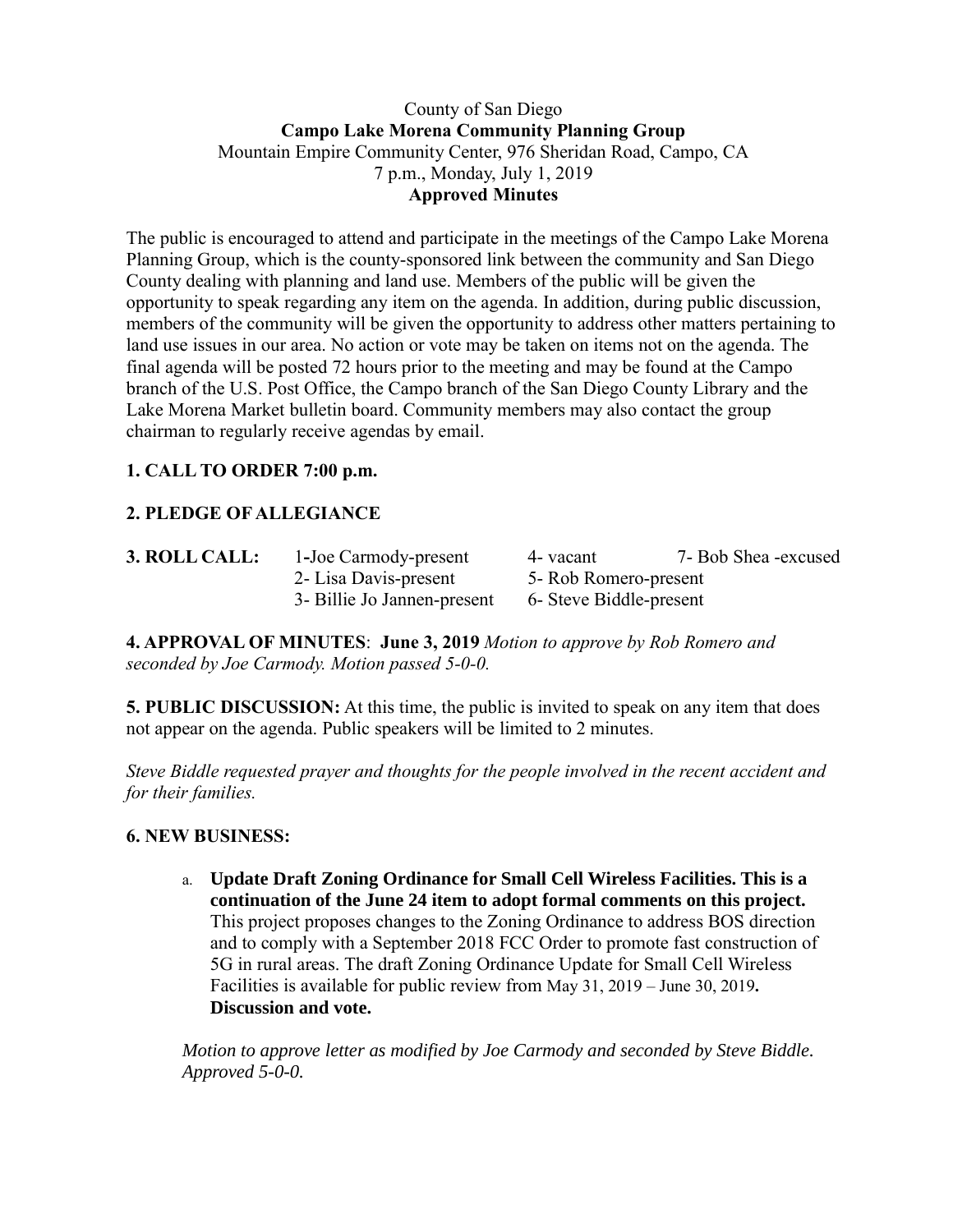County of San Diego
**Campo Lake Morena Community Planning Group**
Mountain Empire Community Center, 976 Sheridan Road, Campo, CA
7 p.m., Monday, July 1, 2019
**Approved Minutes**

The public is encouraged to attend and participate in the meetings of the Campo Lake Morena Planning Group, which is the county-sponsored link between the community and San Diego County dealing with planning and land use. Members of the public will be given the opportunity to speak regarding any item on the agenda. In addition, during public discussion, members of the community will be given the opportunity to address other matters pertaining to land use issues in our area. No action or vote may be taken on items not on the agenda. The final agenda will be posted 72 hours prior to the meeting and may be found at the Campo branch of the U.S. Post Office, the Campo branch of the San Diego County Library and the Lake Morena Market bulletin board. Community members may also contact the group chairman to regularly receive agendas by email.

**1. CALL TO ORDER 7:00 p.m.**

**2. PLEDGE OF ALLEGIANCE**

**3. ROLL CALL:**

| | | |
|---|---|---|
| 1-Joe Carmody-present | 4- vacant | 7- Bob Shea -excused |
| 2- Lisa Davis-present | 5- Rob Romero-present | |
| 3- Billie Jo Jannen-present | 6- Steve Biddle-present | |

**4. APPROVAL OF MINUTES**: **June 3, 2019** *Motion to approve by Rob Romero and seconded by Joe Carmody. Motion passed 5-0-0.*

**5. PUBLIC DISCUSSION:** At this time, the public is invited to speak on any item that does not appear on the agenda. Public speakers will be limited to 2 minutes.

*Steve Biddle requested prayer and thoughts for the people involved in the recent accident and for their families.*

**6. NEW BUSINESS:**

a. **Update Draft Zoning Ordinance for Small Cell Wireless Facilities. This is a continuation of the June 24 item to adopt formal comments on this project.** This project proposes changes to the Zoning Ordinance to address BOS direction and to comply with a September 2018 FCC Order to promote fast construction of 5G in rural areas. The draft Zoning Ordinance Update for Small Cell Wireless Facilities is available for public review from May 31, 2019 – June 30, 2019**. Discussion and vote.**

*Motion to approve letter as modified by Joe Carmody and seconded by Steve Biddle. Approved 5-0-0.*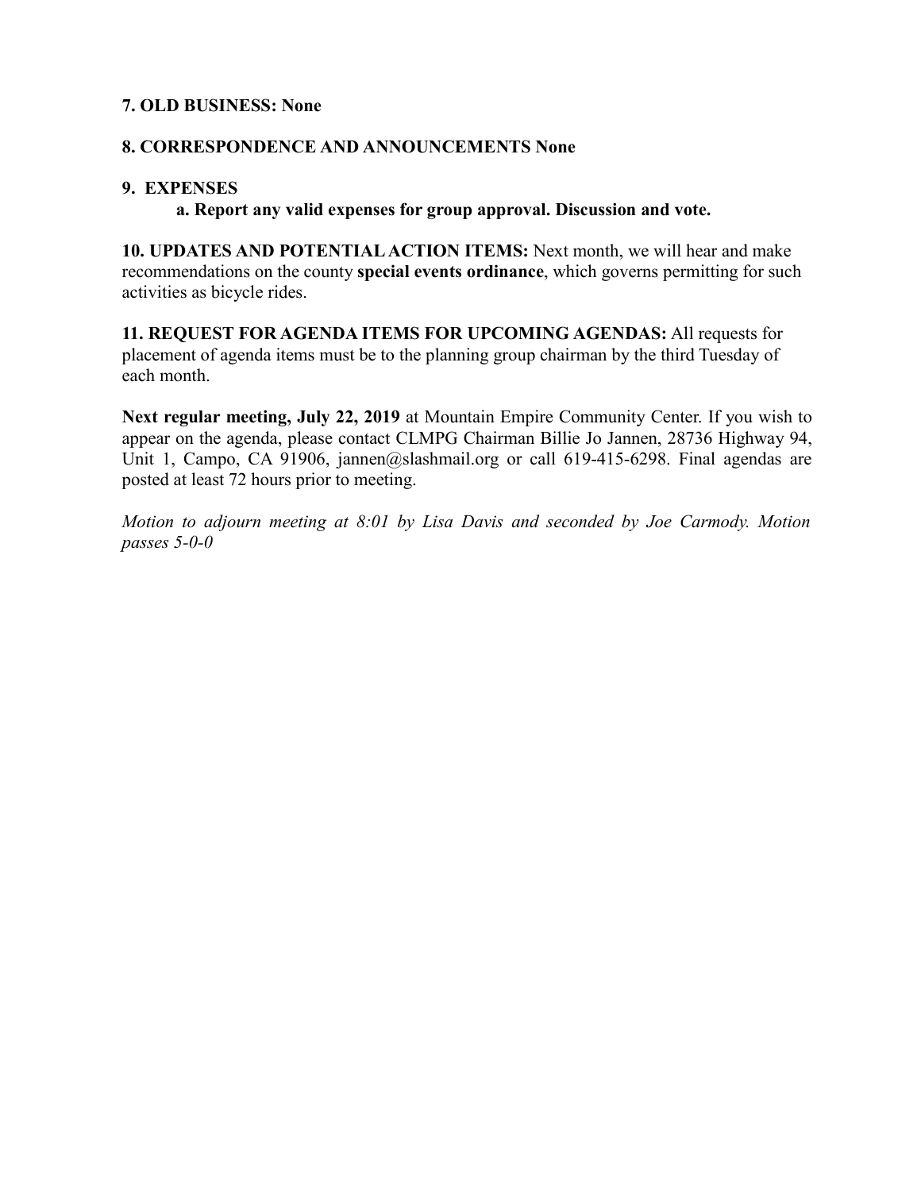**7. OLD BUSINESS: None**

**8. CORRESPONDENCE AND ANNOUNCEMENTS None**

**9. EXPENSES**

**a. Report any valid expenses for group approval. Discussion and vote.**

**10. UPDATES AND POTENTIAL ACTION ITEMS:** Next month, we will hear and make recommendations on the county **special events ordinance**, which governs permitting for such activities as bicycle rides.

**11. REQUEST FOR AGENDA ITEMS FOR UPCOMING AGENDAS:** All requests for placement of agenda items must be to the planning group chairman by the third Tuesday of each month.

**Next regular meeting, July 22, 2019** at Mountain Empire Community Center. If you wish to appear on the agenda, please contact CLMPG Chairman Billie Jo Jannen, 28736 Highway 94, Unit 1, Campo, CA 91906, jannen@slashmail.org or call 619-415-6298. Final agendas are posted at least 72 hours prior to meeting.

*Motion to adjourn meeting at 8:01 by Lisa Davis and seconded by Joe Carmody. Motion passes 5-0-0*